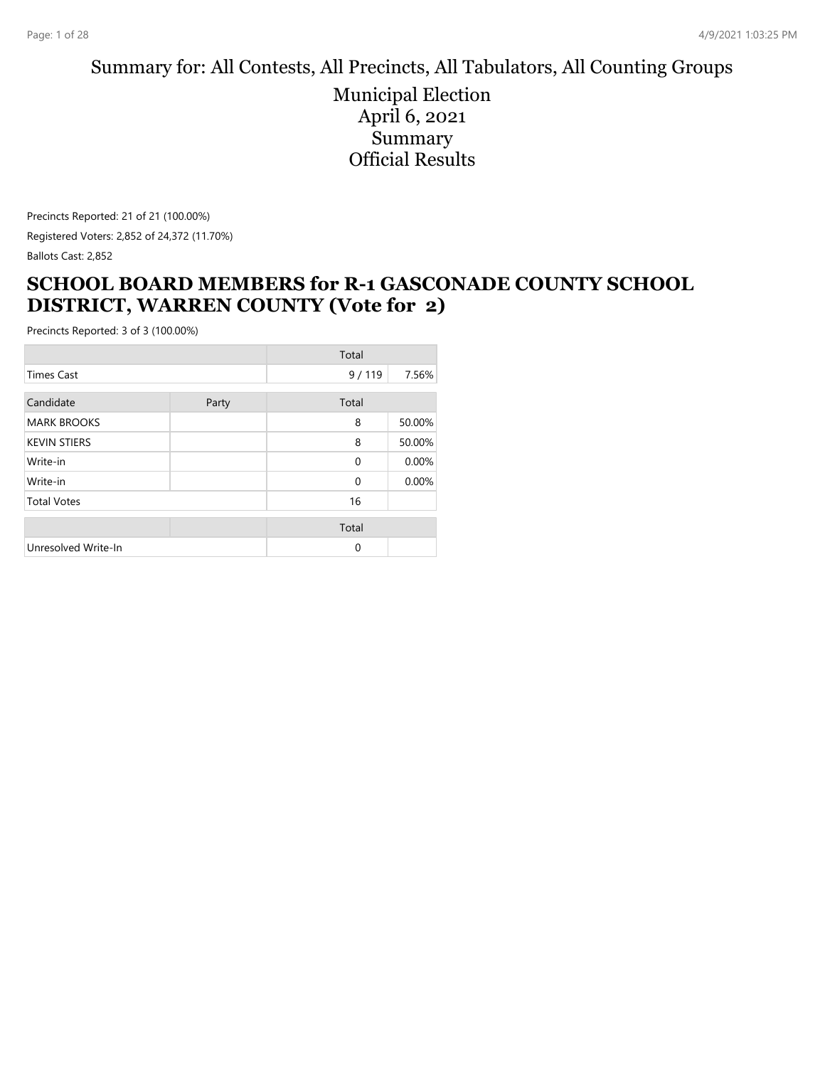# Summary for: All Contests, All Precincts, All Tabulators, All Counting Groups

## Municipal Election
## April 6, 2021
## Summary
## Official Results

Precincts Reported: 21 of 21 (100.00%)

Registered Voters: 2,852 of 24,372 (11.70%)

Ballots Cast: 2,852

## SCHOOL BOARD MEMBERS for R-1 GASCONADE COUNTY SCHOOL DISTRICT, WARREN COUNTY (Vote for 2)

Precincts Reported: 3 of 3 (100.00%)

| | | Total | |
|---|---|---|---|
| Times Cast | | 9 / 119 | 7.56% |

| Candidate | Party | Total | |
|---|---|---|---|
| MARK BROOKS | | 8 | 50.00% |
| KEVIN STIERS | | 8 | 50.00% |
| Write-in | | 0 | 0.00% |
| Write-in | | 0 | 0.00% |
| Total Votes | | 16 | |

| | | Total | |
|---|---|---|---|
| Unresolved Write-In | | 0 | |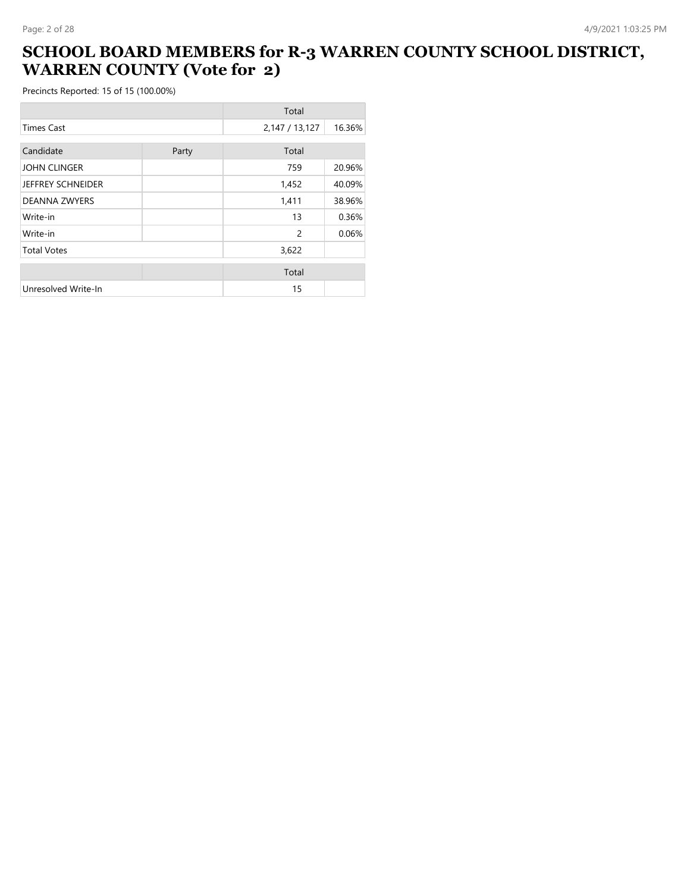# SCHOOL BOARD MEMBERS for R-3 WARREN COUNTY SCHOOL DISTRICT, WARREN COUNTY (Vote for 2)

Precincts Reported: 15 of 15 (100.00%)

| | Total | |
|---|---|---|
| Times Cast | 2,147 / 13,127 | 16.36% |

| Candidate | Party | Total | |
|---|---|---|---|
| JOHN CLINGER | | 759 | 20.96% |
| JEFFREY SCHNEIDER | | 1,452 | 40.09% |
| DEANNA ZWYERS | | 1,411 | 38.96% |
| Write-in | | 13 | 0.36% |
| Write-in | | 2 | 0.06% |
| Total Votes | | 3,622 | |

| | | Total | |
|---|---|---|---|
| Unresolved Write-In | | 15 | |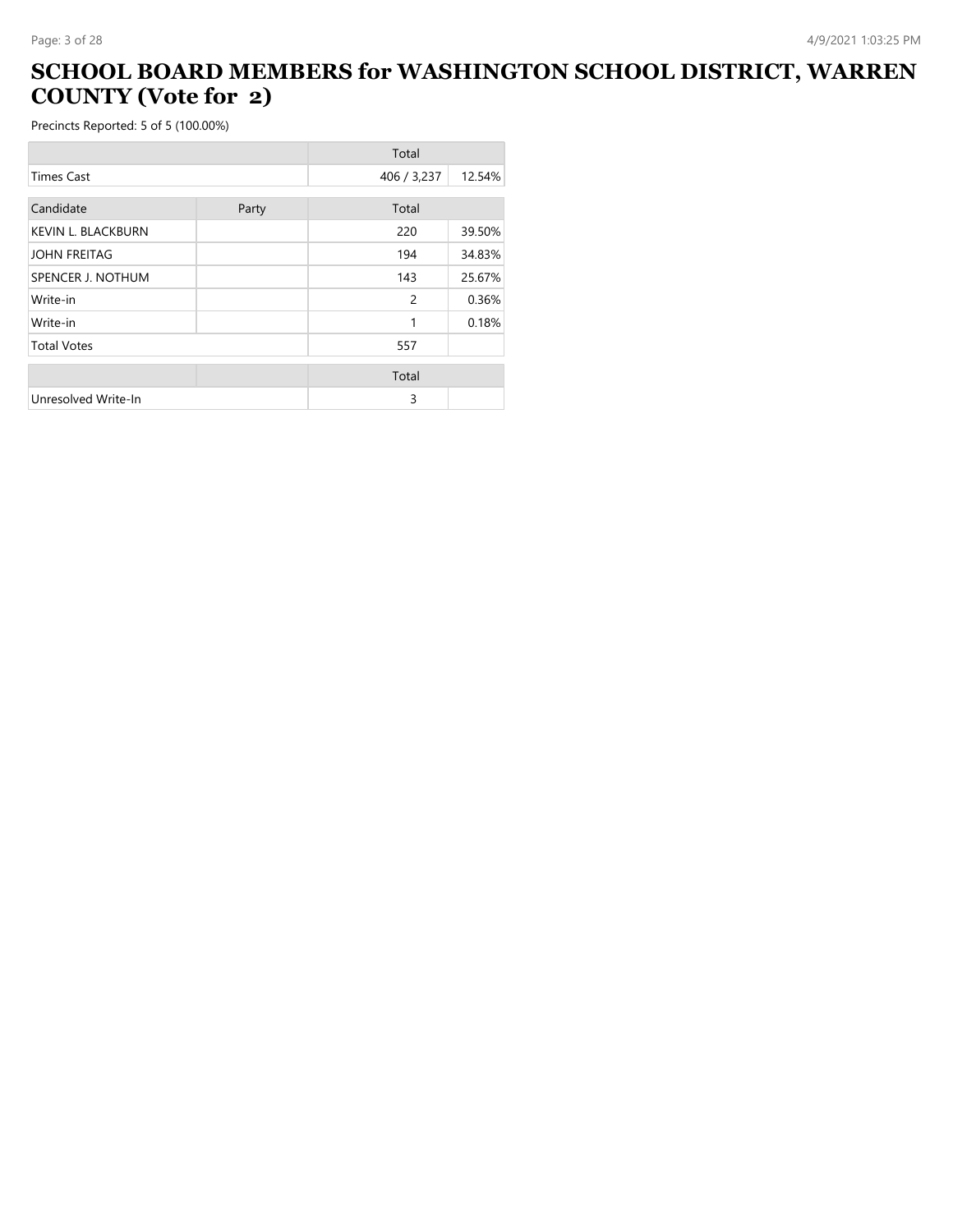# SCHOOL BOARD MEMBERS for WASHINGTON SCHOOL DISTRICT, WARREN COUNTY (Vote for 2)

Precincts Reported: 5 of 5 (100.00%)

| | | Total | |
|---|---|---|---|
| Times Cast | | 406 / 3,237 | 12.54% |

| Candidate | Party | Total | |
|---|---|---|---|
| KEVIN L. BLACKBURN | | 220 | 39.50% |
| JOHN FREITAG | | 194 | 34.83% |
| SPENCER J. NOTHUM | | 143 | 25.67% |
| Write-in | | 2 | 0.36% |
| Write-in | | 1 | 0.18% |
| Total Votes | | 557 | |

| | | Total | |
|---|---|---|---|
| Unresolved Write-In | | 3 | |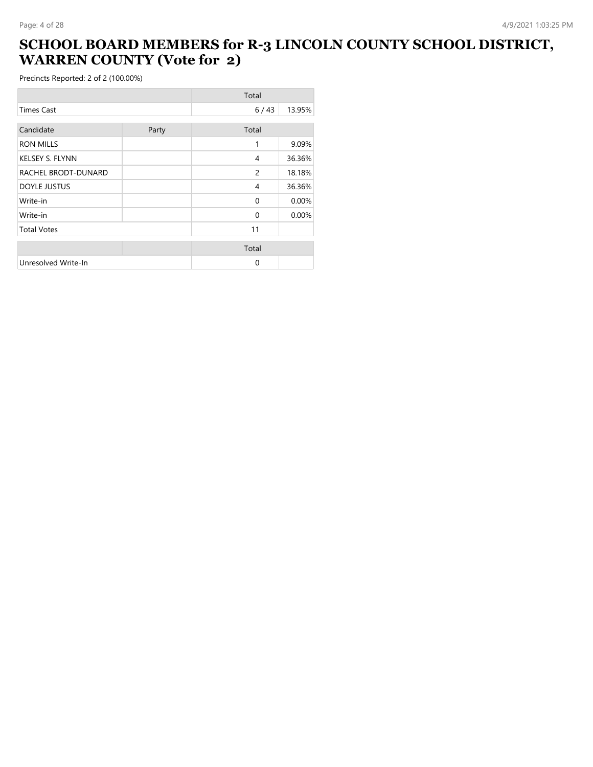# SCHOOL BOARD MEMBERS for R-3 LINCOLN COUNTY SCHOOL DISTRICT, WARREN COUNTY (Vote for 2)

Precincts Reported: 2 of 2 (100.00%)

| | | Total | |
|---|---|---|---|
| Times Cast | | 6 / 43 | 13.95% |

| Candidate | Party | Total | |
|---|---|---|---|
| RON MILLS | | 1 | 9.09% |
| KELSEY S. FLYNN | | 4 | 36.36% |
| RACHEL BRODT-DUNARD | | 2 | 18.18% |
| DOYLE JUSTUS | | 4 | 36.36% |
| Write-in | | 0 | 0.00% |
| Write-in | | 0 | 0.00% |
| Total Votes | | 11 | |

| | | Total | |
|---|---|---|---|
| Unresolved Write-In | | 0 | |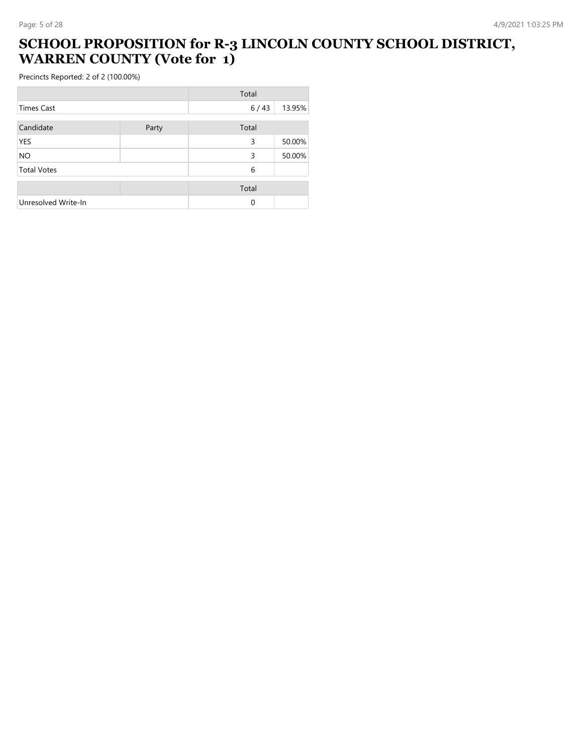# SCHOOL PROPOSITION for R-3 LINCOLN COUNTY SCHOOL DISTRICT, WARREN COUNTY (Vote for 1)

Precincts Reported: 2 of 2 (100.00%)

| | Total | |
|---|---|---|
| Times Cast | 6 / 43 | 13.95% |

| Candidate | Party | Total | |
|---|---|---|---|
| YES | | 3 | 50.00% |
| NO | | 3 | 50.00% |
| Total Votes | | 6 | |

| | | Total | |
|---|---|---|---|
| Unresolved Write-In | | 0 | |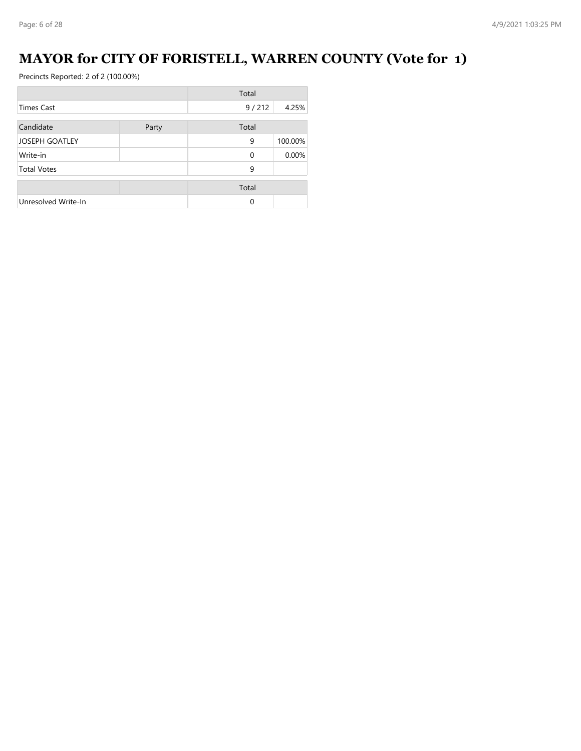# MAYOR for CITY OF FORISTELL, WARREN COUNTY (Vote for 1)

Precincts Reported: 2 of 2 (100.00%)

| | | Total | |
|---|---|---|---|
| Times Cast | | 9 / 212 | 4.25% |

| Candidate | Party | Total | |
|---|---|---|---|
| JOSEPH GOATLEY | | 9 | 100.00% |
| Write-in | | 0 | 0.00% |
| Total Votes | | 9 | |

| | | Total | |
|---|---|---|---|
| Unresolved Write-In | | 0 | |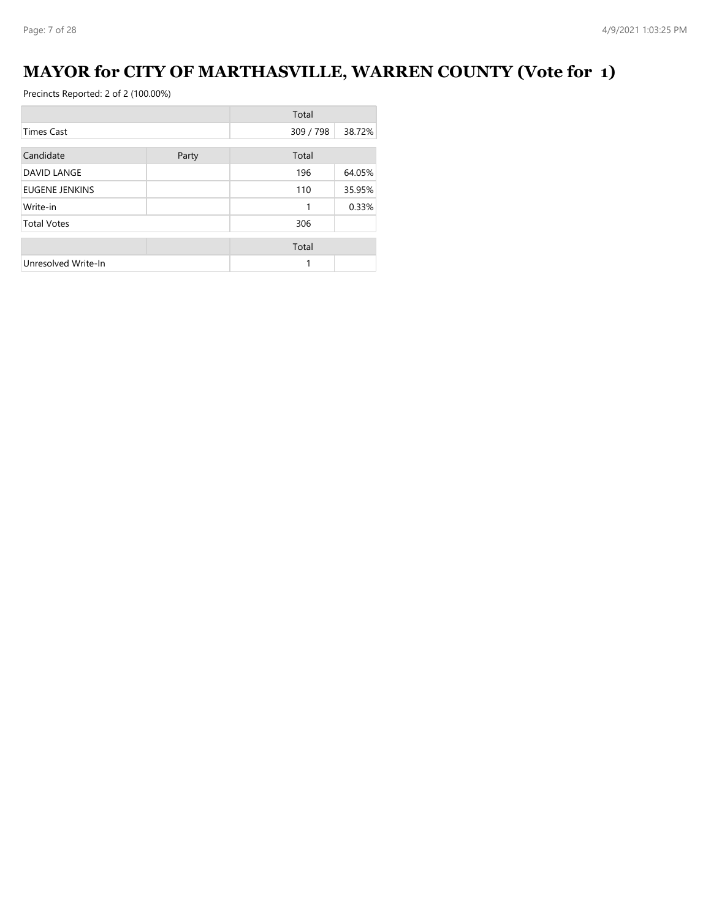# MAYOR for CITY OF MARTHASVILLE, WARREN COUNTY (Vote for 1)

Precincts Reported: 2 of 2 (100.00%)

| | | Total | |
|---|---|---|---|
| Times Cast | | 309 / 798 | 38.72% |

| Candidate | Party | Total | |
|---|---|---|---|
| DAVID LANGE | | 196 | 64.05% |
| EUGENE JENKINS | | 110 | 35.95% |
| Write-in | | 1 | 0.33% |
| Total Votes | | 306 | |

| | | Total | |
|---|---|---|---|
| Unresolved Write-In | | 1 | |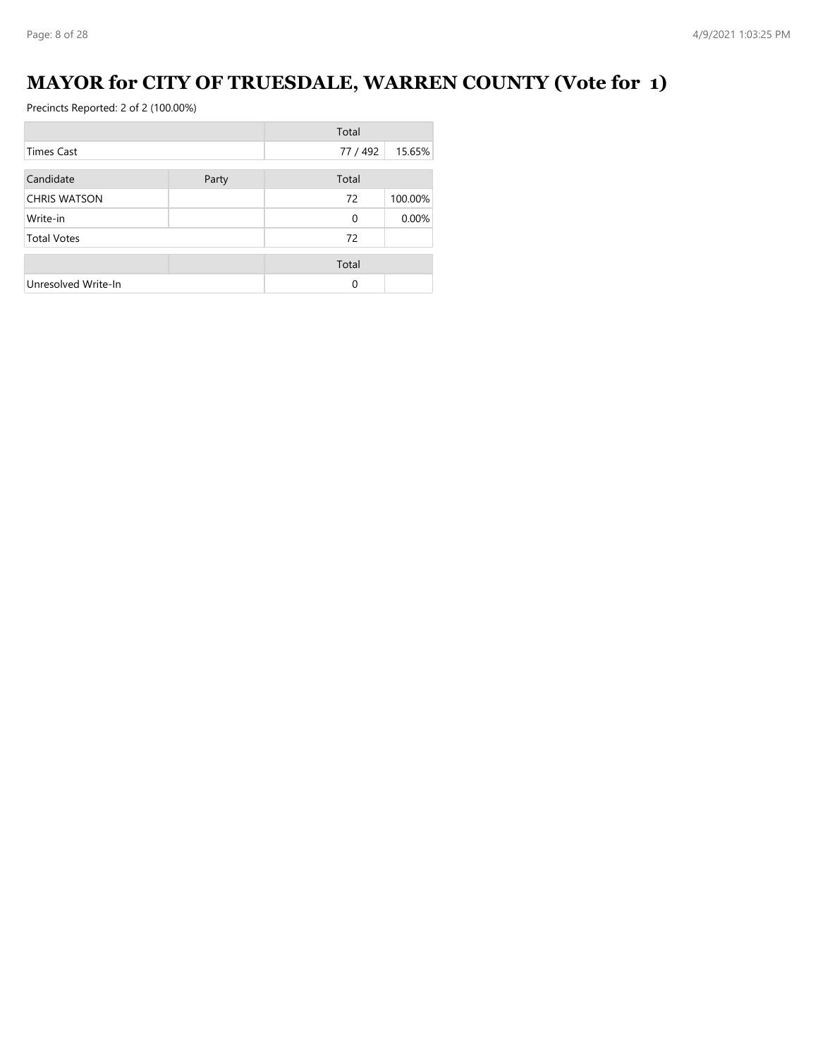# MAYOR for CITY OF TRUESDALE, WARREN COUNTY (Vote for 1)

Precincts Reported: 2 of 2 (100.00%)

| | | Total | |
|---|---|---|---|
| Times Cast | | 77 / 492 | 15.65% |

| Candidate | Party | Total | |
|---|---|---|---|
| CHRIS WATSON | | 72 | 100.00% |
| Write-in | | 0 | 0.00% |
| Total Votes | | 72 | |

| | | Total | |
|---|---|---|---|
| Unresolved Write-In | | 0 | |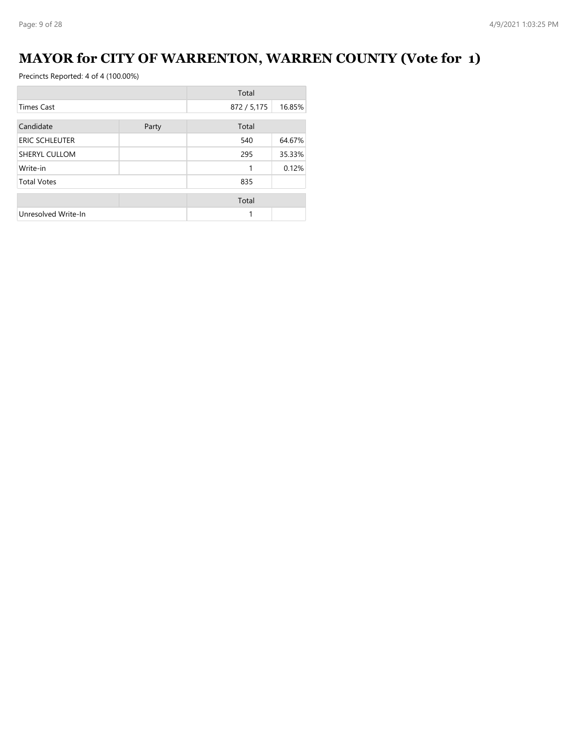# MAYOR for CITY OF WARRENTON, WARREN COUNTY (Vote for 1)

Precincts Reported: 4 of 4 (100.00%)

| | | Total | |
|---|---|---|---|
| Times Cast | | 872 / 5,175 | 16.85% |

| Candidate | Party | Total | |
|---|---|---|---|
| ERIC SCHLEUTER | | 540 | 64.67% |
| SHERYL CULLOM | | 295 | 35.33% |
| Write-in | | 1 | 0.12% |
| Total Votes | | 835 | |

| | | Total | |
|---|---|---|---|
| Unresolved Write-In | | 1 | |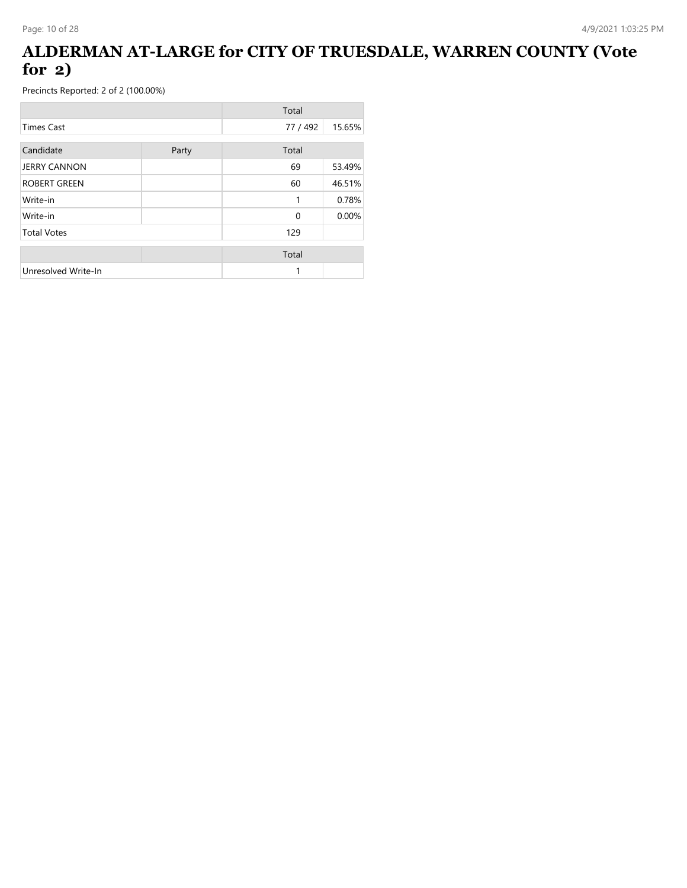# ALDERMAN AT-LARGE for CITY OF TRUESDALE, WARREN COUNTY (Vote for 2)

Precincts Reported: 2 of 2 (100.00%)

| | | Total | |
|---|---|---|---|
| Times Cast | | 77 / 492 | 15.65% |

| Candidate | Party | Total | |
|---|---|---|---|
| JERRY CANNON | | 69 | 53.49% |
| ROBERT GREEN | | 60 | 46.51% |
| Write-in | | 1 | 0.78% |
| Write-in | | 0 | 0.00% |
| Total Votes | | 129 | |

| | | Total | |
|---|---|---|---|
| Unresolved Write-In | | 1 | |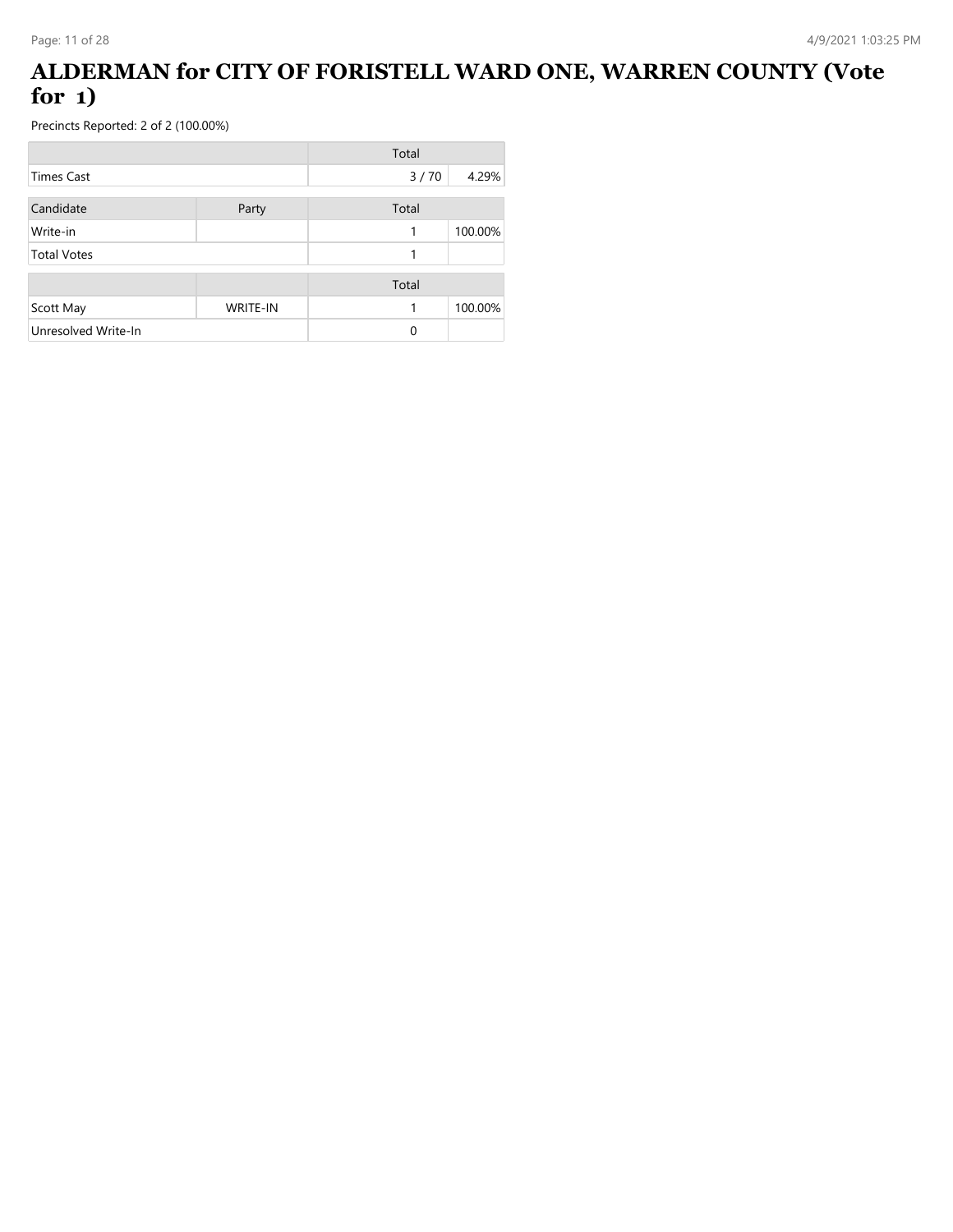# ALDERMAN for CITY OF FORISTELL WARD ONE, WARREN COUNTY (Vote for 1)

Precincts Reported: 2 of 2 (100.00%)

| | | Total | |
|---|---|---|---|
| Times Cast | | 3 / 70 | 4.29% |

| Candidate | Party | Total | |
|---|---|---|---|
| Write-in | | 1 | 100.00% |
| Total Votes | | 1 | |

| | | Total | |
|---|---|---|---|
| Scott May | WRITE-IN | 1 | 100.00% |
| Unresolved Write-In | | 0 | |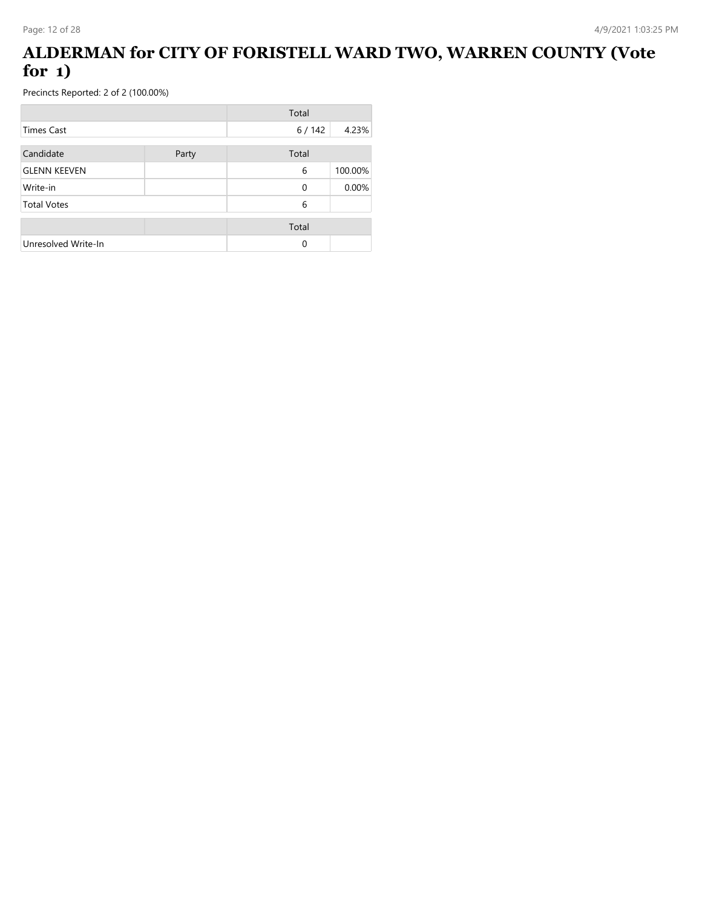# ALDERMAN for CITY OF FORISTELL WARD TWO, WARREN COUNTY (Vote for 1)

Precincts Reported: 2 of 2 (100.00%)

| | | Total | |
|---|---|---|---|
| Times Cast | | 6 / 142 | 4.23% |

| Candidate | Party | Total | |
|---|---|---|---|
| GLENN KEEVEN | | 6 | 100.00% |
| Write-in | | 0 | 0.00% |
| Total Votes | | 6 | |

| | | Total | |
|---|---|---|---|
| Unresolved Write-In | | 0 | |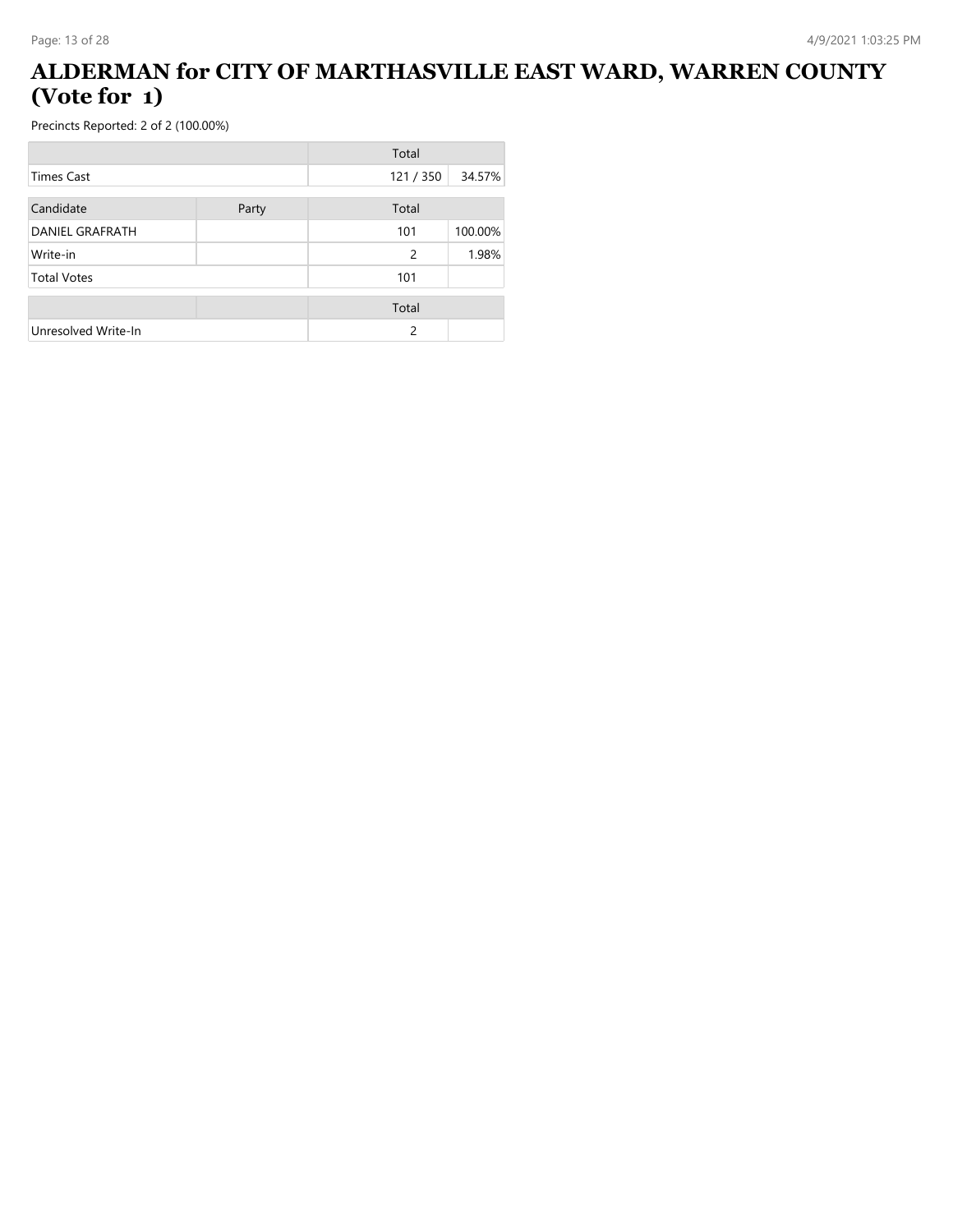# ALDERMAN for CITY OF MARTHASVILLE EAST WARD, WARREN COUNTY (Vote for 1)

Precincts Reported: 2 of 2 (100.00%)

| | | Total | |
|---|---|---|---|
| Times Cast | | 121 / 350 | 34.57% |

| Candidate | Party | Total | |
|---|---|---|---|
| DANIEL GRAFRATH | | 101 | 100.00% |
| Write-in | | 2 | 1.98% |
| Total Votes | | 101 | |

| | | Total | |
|---|---|---|---|
| Unresolved Write-In | | 2 | |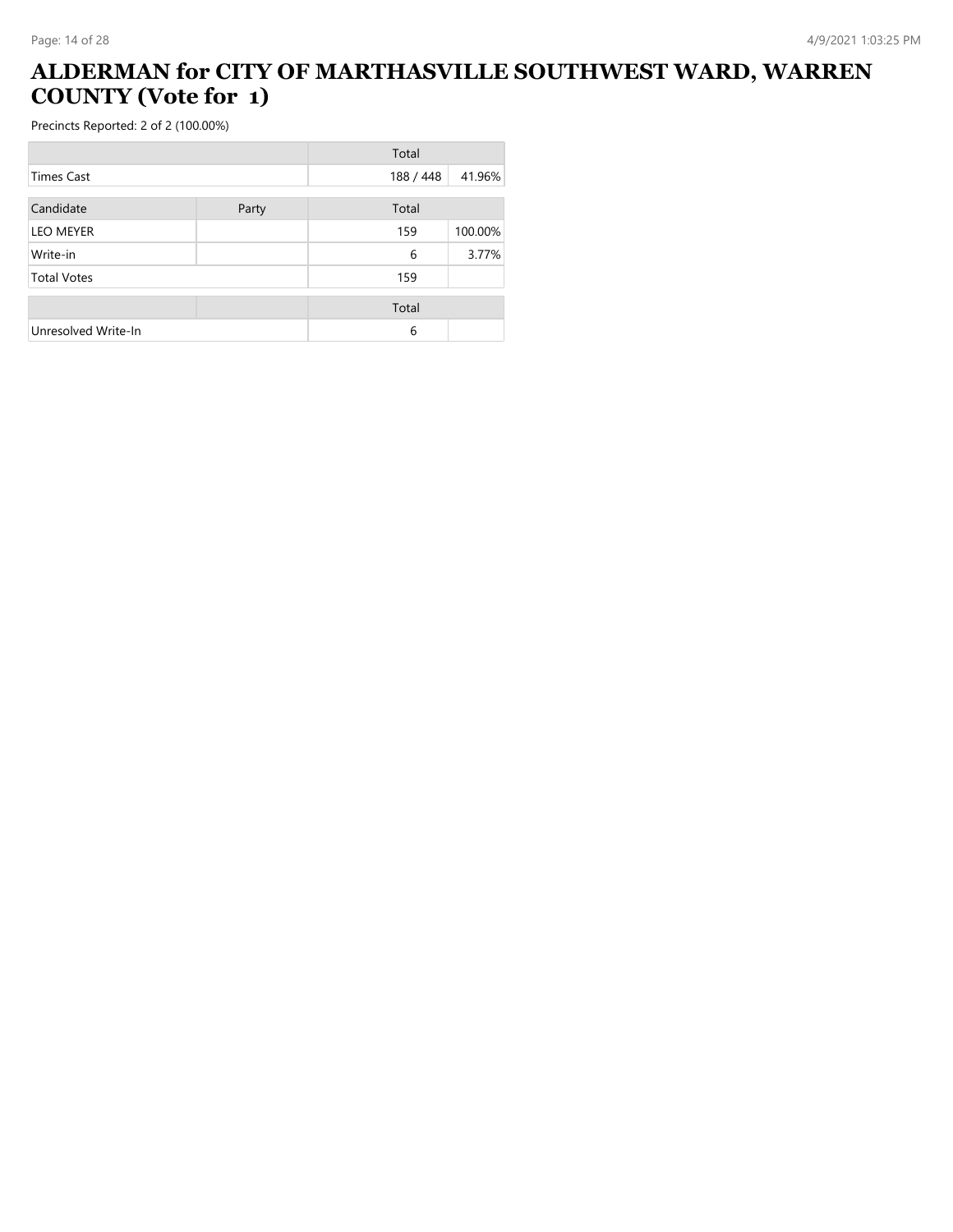# ALDERMAN for CITY OF MARTHASVILLE SOUTHWEST WARD, WARREN COUNTY (Vote for 1)

Precincts Reported: 2 of 2 (100.00%)

| | | Total | |
|---|---|---|---|
| Times Cast | | 188 / 448 | 41.96% |

| Candidate | Party | Total | |
|---|---|---|---|
| LEO MEYER | | 159 | 100.00% |
| Write-in | | 6 | 3.77% |
| Total Votes | | 159 | |

| | | Total | |
|---|---|---|---|
| Unresolved Write-In | | 6 | |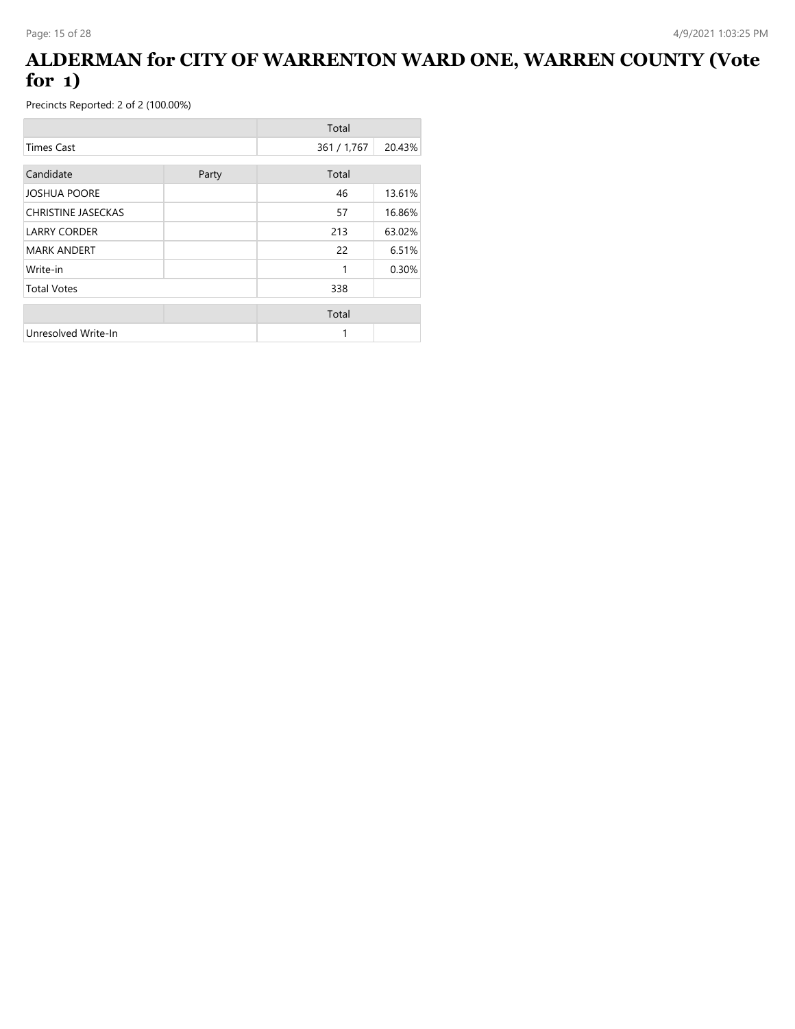# ALDERMAN for CITY OF WARRENTON WARD ONE, WARREN COUNTY (Vote for 1)

Precincts Reported: 2 of 2 (100.00%)

| | | Total | |
|---|---|---|---|
| Times Cast | | 361 / 1,767 | 20.43% |

| Candidate | Party | Total | |
|---|---|---|---|
| JOSHUA POORE | | 46 | 13.61% |
| CHRISTINE JASECKAS | | 57 | 16.86% |
| LARRY CORDER | | 213 | 63.02% |
| MARK ANDERT | | 22 | 6.51% |
| Write-in | | 1 | 0.30% |
| Total Votes | | 338 | |

| | | Total | |
|---|---|---|---|
| Unresolved Write-In | | 1 | |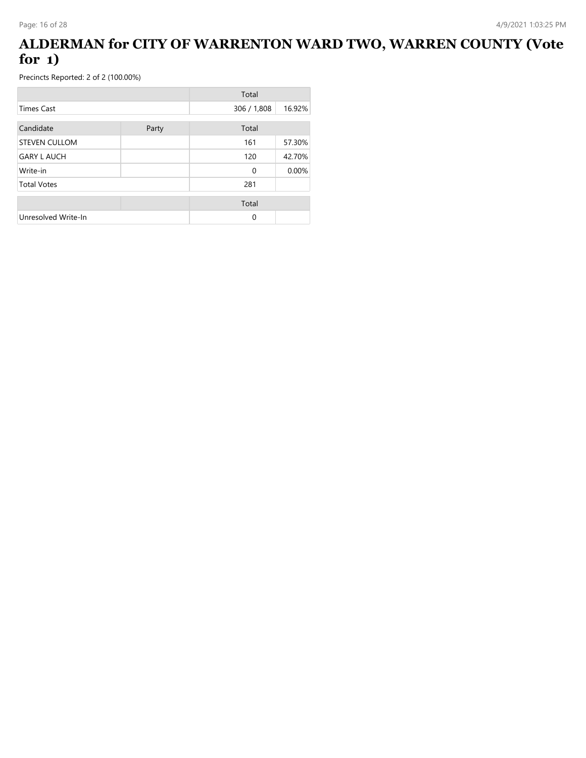# ALDERMAN for CITY OF WARRENTON WARD TWO, WARREN COUNTY (Vote for 1)

Precincts Reported: 2 of 2 (100.00%)

| | Total | |
|---|---|---|
| Times Cast | 306 / 1,808 | 16.92% |

| Candidate | Party | Total | |
|---|---|---|---|
| STEVEN CULLOM | | 161 | 57.30% |
| GARY L AUCH | | 120 | 42.70% |
| Write-in | | 0 | 0.00% |
| Total Votes | | 281 | |

| | Total | |
|---|---|---|
| Unresolved Write-In | 0 | |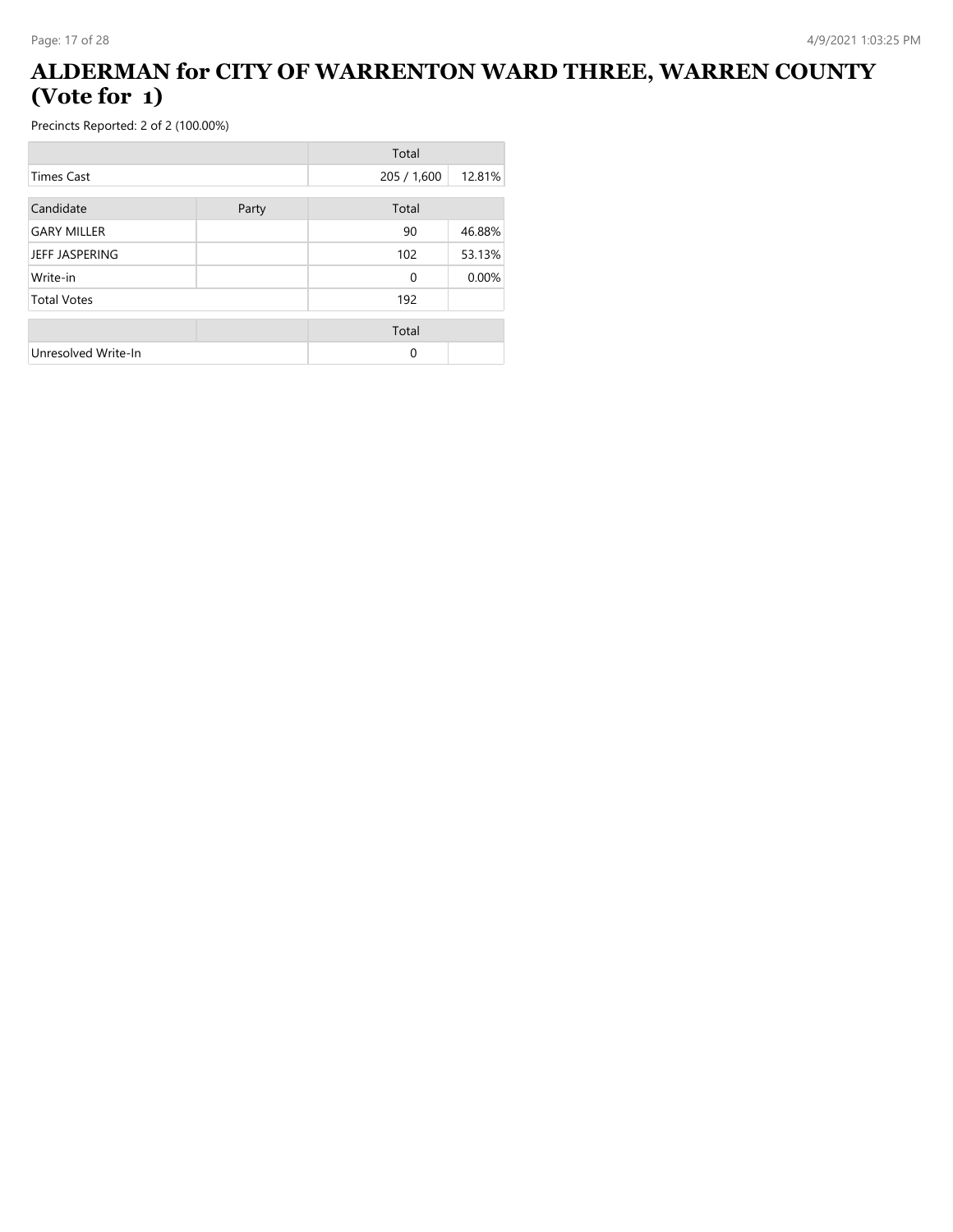# ALDERMAN for CITY OF WARRENTON WARD THREE, WARREN COUNTY (Vote for 1)

Precincts Reported: 2 of 2 (100.00%)

| | | Total | |
|---|---|---|---|
| Times Cast | | 205 / 1,600 | 12.81% |

| Candidate | Party | Total | |
|---|---|---|---|
| GARY MILLER | | 90 | 46.88% |
| JEFF JASPERING | | 102 | 53.13% |
| Write-in | | 0 | 0.00% |
| Total Votes | | 192 | |

| | | Total | |
|---|---|---|---|
| Unresolved Write-In | | 0 | |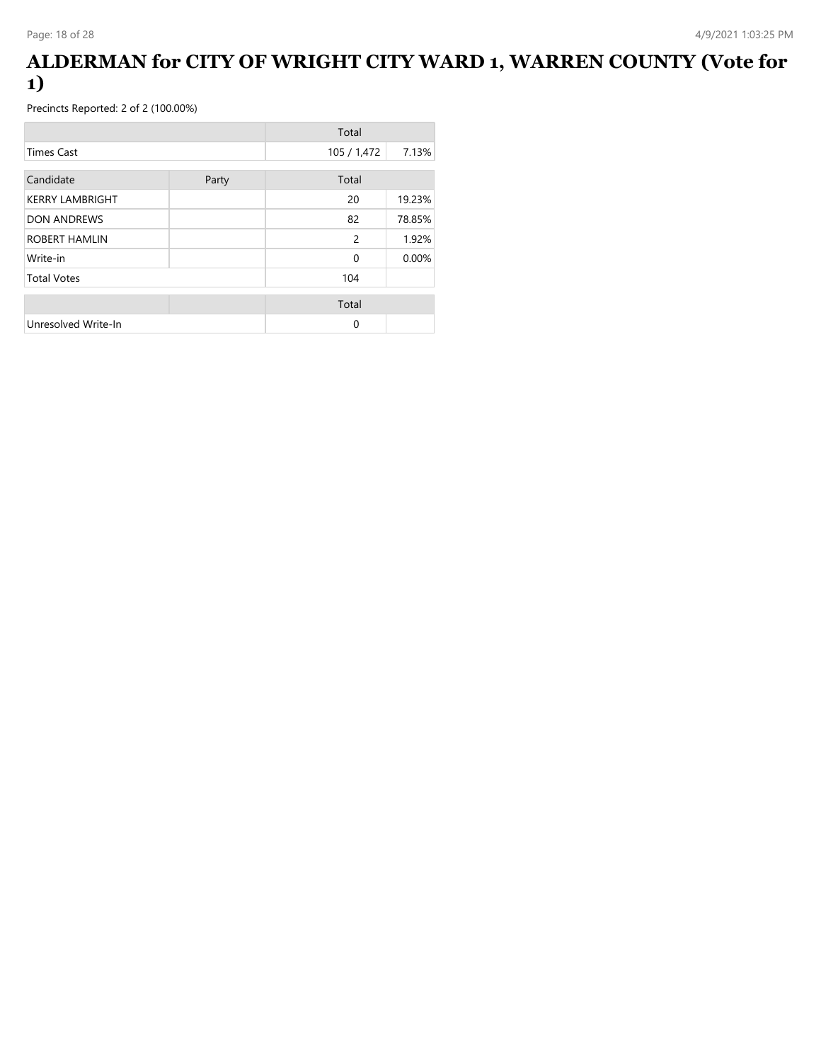# ALDERMAN for CITY OF WRIGHT CITY WARD 1, WARREN COUNTY (Vote for 1)

Precincts Reported: 2 of 2 (100.00%)

| | | Total | |
|---|---|---|---|
| Times Cast | | 105 / 1,472 | 7.13% |

| Candidate | Party | Total | |
|---|---|---|---|
| KERRY LAMBRIGHT | | 20 | 19.23% |
| DON ANDREWS | | 82 | 78.85% |
| ROBERT HAMLIN | | 2 | 1.92% |
| Write-in | | 0 | 0.00% |
| Total Votes | | 104 | |

| | | Total | |
|---|---|---|---|
| Unresolved Write-In | | 0 | |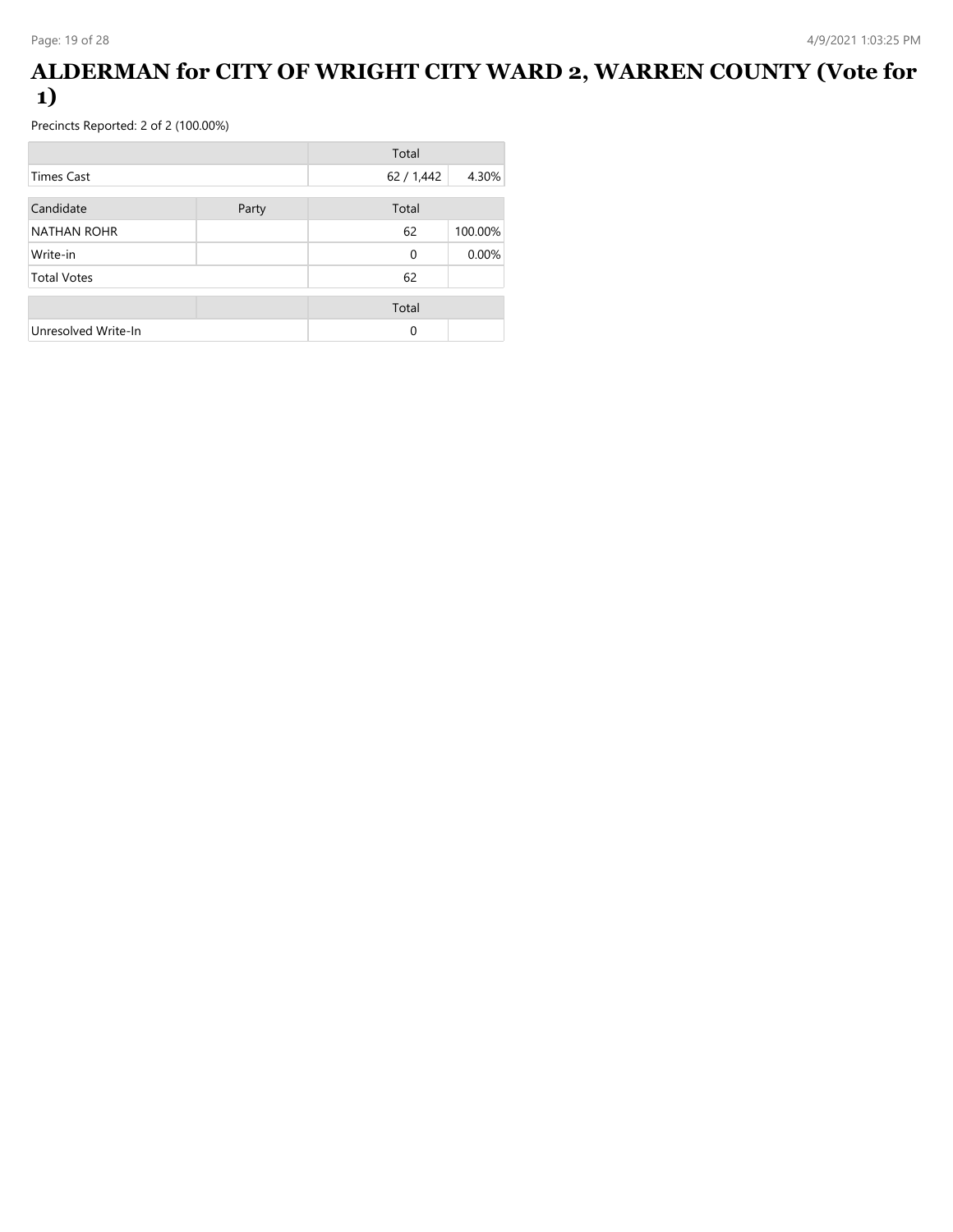# ALDERMAN for CITY OF WRIGHT CITY WARD 2, WARREN COUNTY (Vote for 1)

Precincts Reported: 2 of 2 (100.00%)

| | Total | |
|---|---|---|
| Times Cast | 62 / 1,442 | 4.30% |

| Candidate | Party | Total | |
|---|---|---|---|
| NATHAN ROHR | | 62 | 100.00% |
| Write-in | | 0 | 0.00% |
| Total Votes | | 62 | |

| | | Total | |
|---|---|---|---|
| Unresolved Write-In | | 0 | |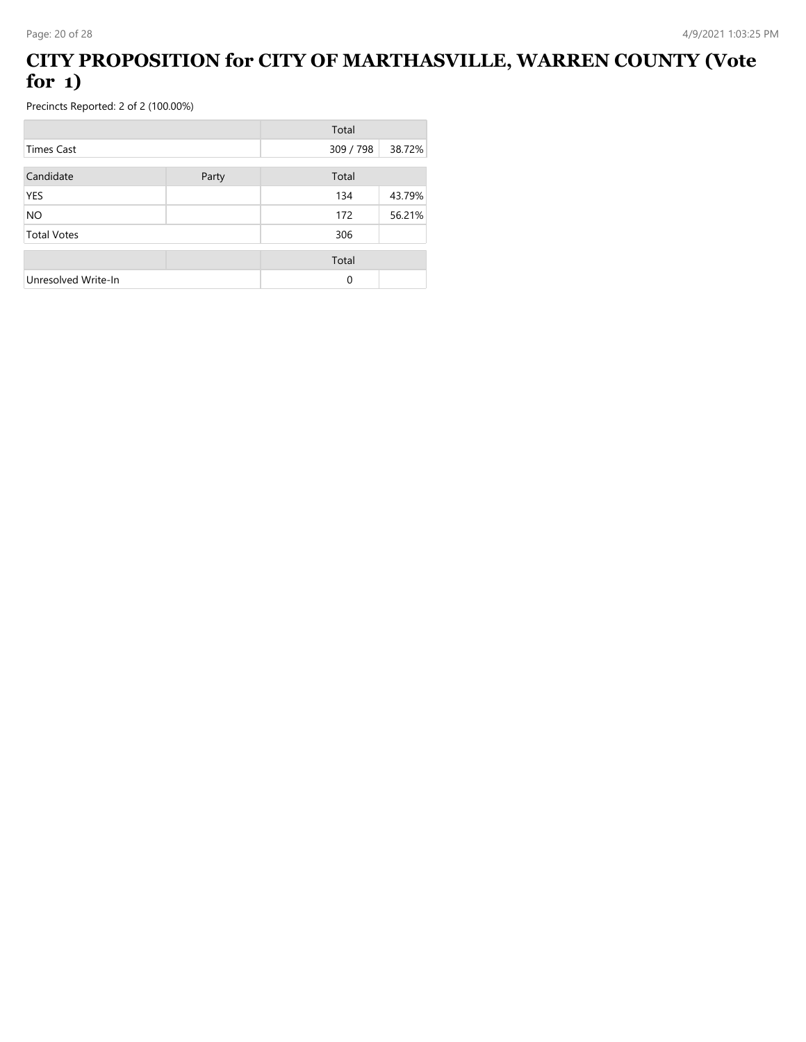# CITY PROPOSITION for CITY OF MARTHASVILLE, WARREN COUNTY (Vote for 1)

Precincts Reported: 2 of 2 (100.00%)

| | | Total | |
|---|---|---|---|
| Times Cast | | 309 / 798 | 38.72% |

| Candidate | Party | Total | |
|---|---|---|---|
| YES | | 134 | 43.79% |
| NO | | 172 | 56.21% |
| Total Votes | | 306 | |

| | | Total | |
|---|---|---|---|
| Unresolved Write-In | | 0 | |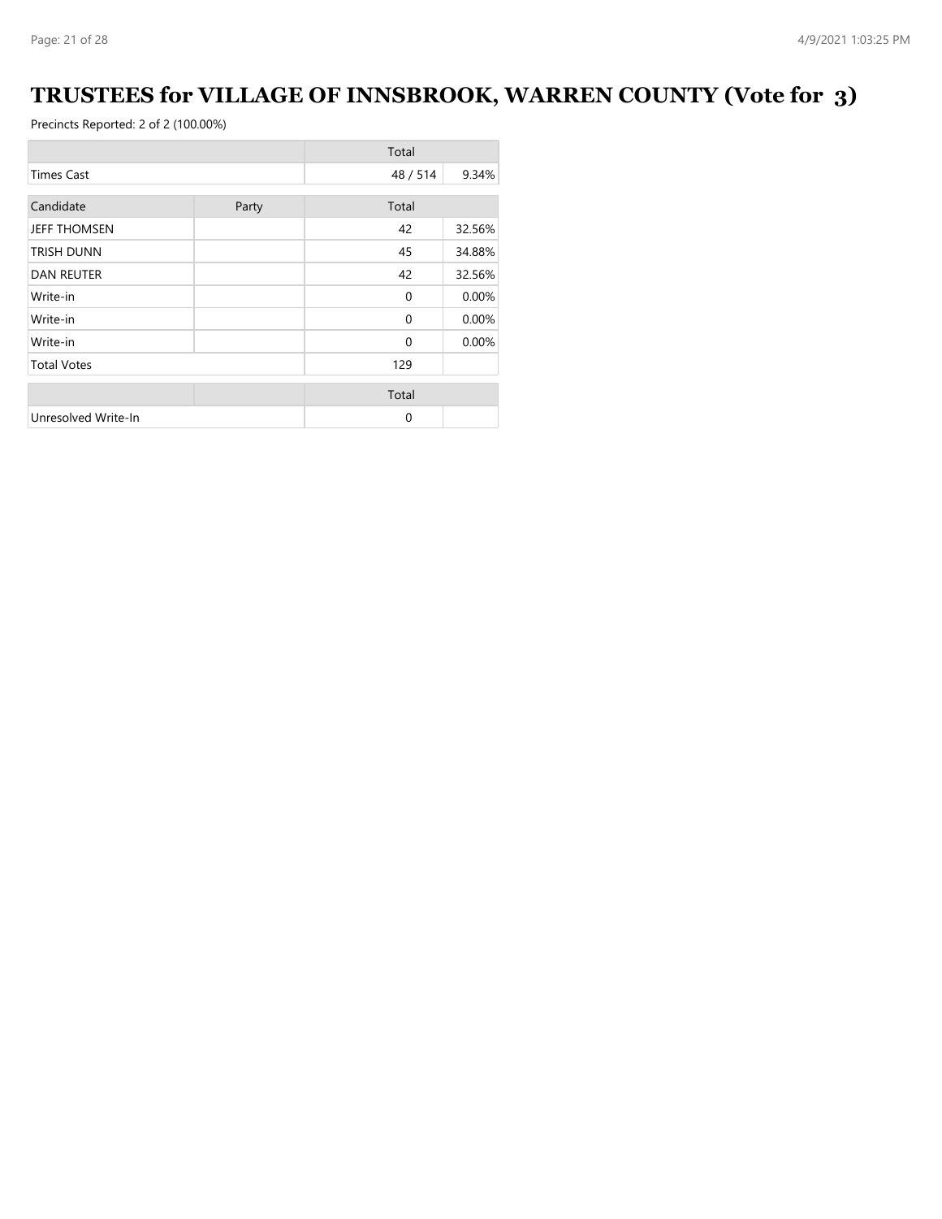# TRUSTEES for VILLAGE OF INNSBROOK, WARREN COUNTY (Vote for 3)

Precincts Reported: 2 of 2 (100.00%)

| | Total | |
|---|---|---|
| Times Cast | 48 / 514 | 9.34% |

| Candidate | Party | Total | |
|---|---|---|---|
| JEFF THOMSEN | | 42 | 32.56% |
| TRISH DUNN | | 45 | 34.88% |
| DAN REUTER | | 42 | 32.56% |
| Write-in | | 0 | 0.00% |
| Write-in | | 0 | 0.00% |
| Write-in | | 0 | 0.00% |
| Total Votes | | 129 | |

| | Total |
|---|---|
| Unresolved Write-In | 0 |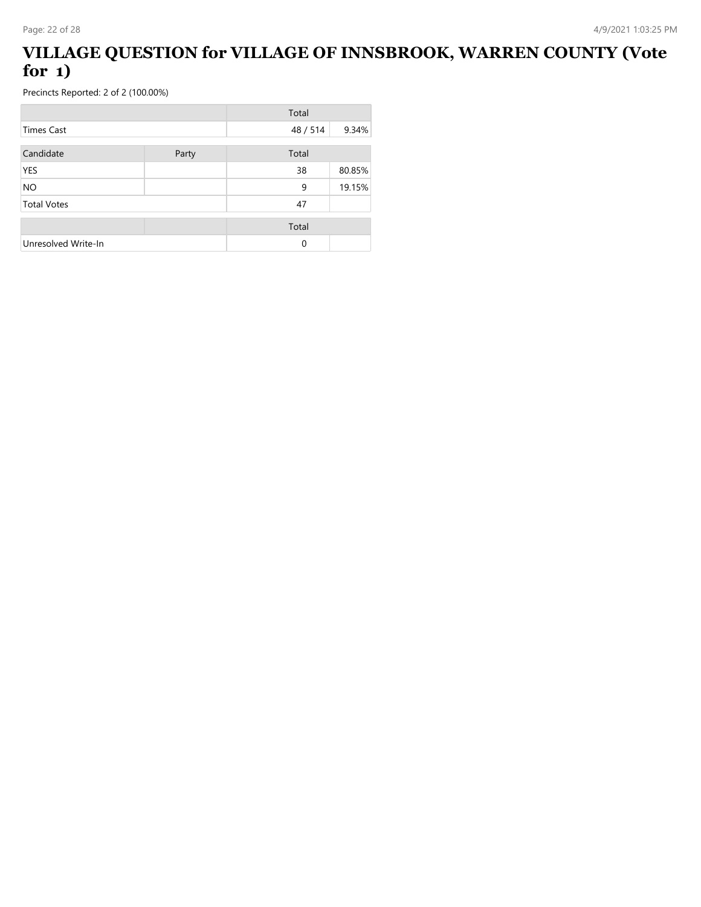# VILLAGE QUESTION for VILLAGE OF INNSBROOK, WARREN COUNTY (Vote for 1)

Precincts Reported: 2 of 2 (100.00%)

| | Total | |
|---|---|---|
| Times Cast | 48 / 514 | 9.34% |

| Candidate | Party | Total | |
|---|---|---|---|
| YES | | 38 | 80.85% |
| NO | | 9 | 19.15% |
| Total Votes | | 47 | |

| | | Total | |
|---|---|---|---|
| Unresolved Write-In | | 0 | |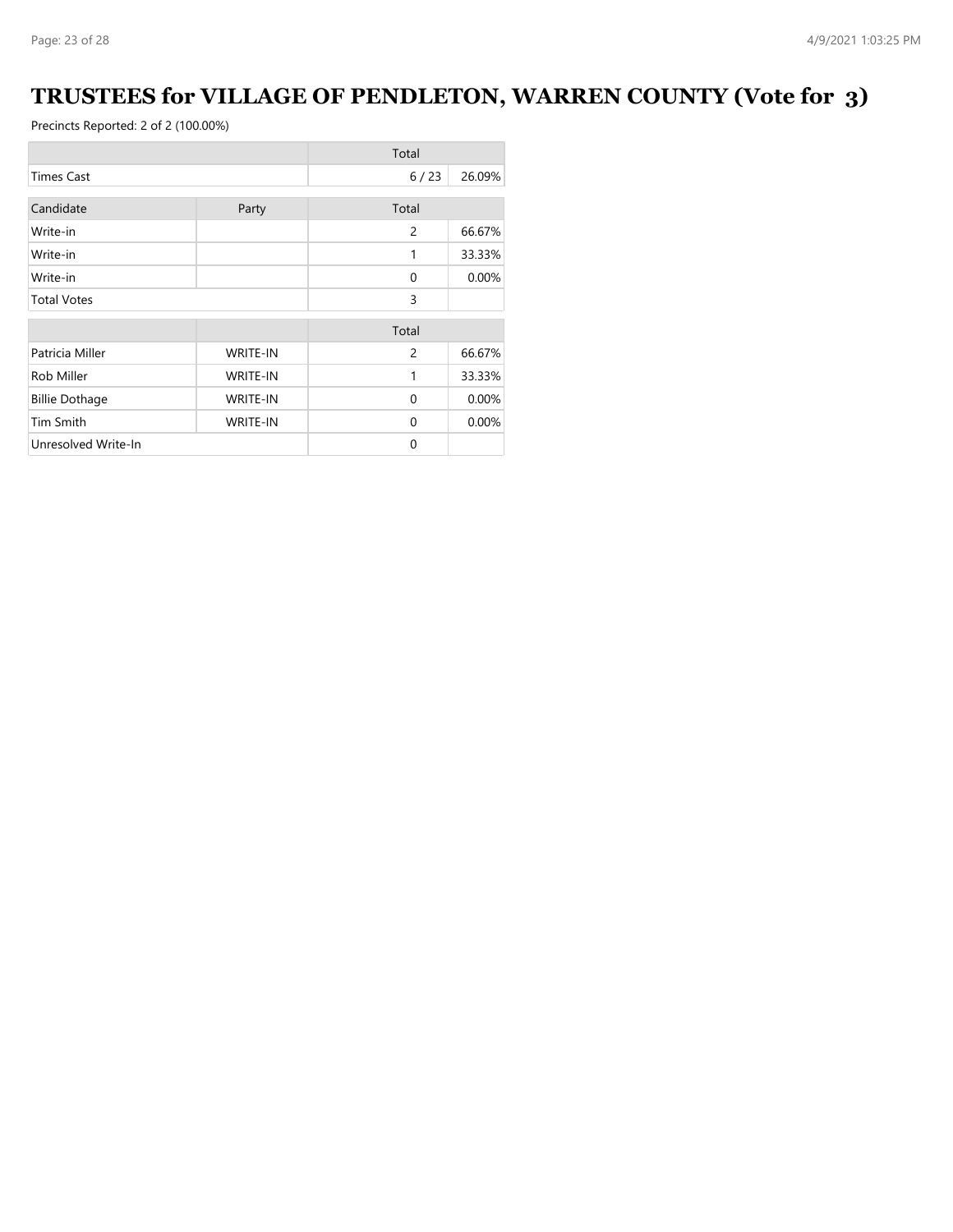# TRUSTEES for VILLAGE OF PENDLETON, WARREN COUNTY (Vote for 3)

Precincts Reported: 2 of 2 (100.00%)

| | Total | |
|---|---|---|
| Times Cast | 6 / 23 | 26.09% |

| Candidate | Party | Total | |
|---|---|---|---|
| Write-in | | 2 | 66.67% |
| Write-in | | 1 | 33.33% |
| Write-in | | 0 | 0.00% |
| Total Votes | | 3 | |

| | | Total | |
|---|---|---|---|
| Patricia Miller | WRITE-IN | 2 | 66.67% |
| Rob Miller | WRITE-IN | 1 | 33.33% |
| Billie Dothage | WRITE-IN | 0 | 0.00% |
| Tim Smith | WRITE-IN | 0 | 0.00% |
| Unresolved Write-In | | 0 | |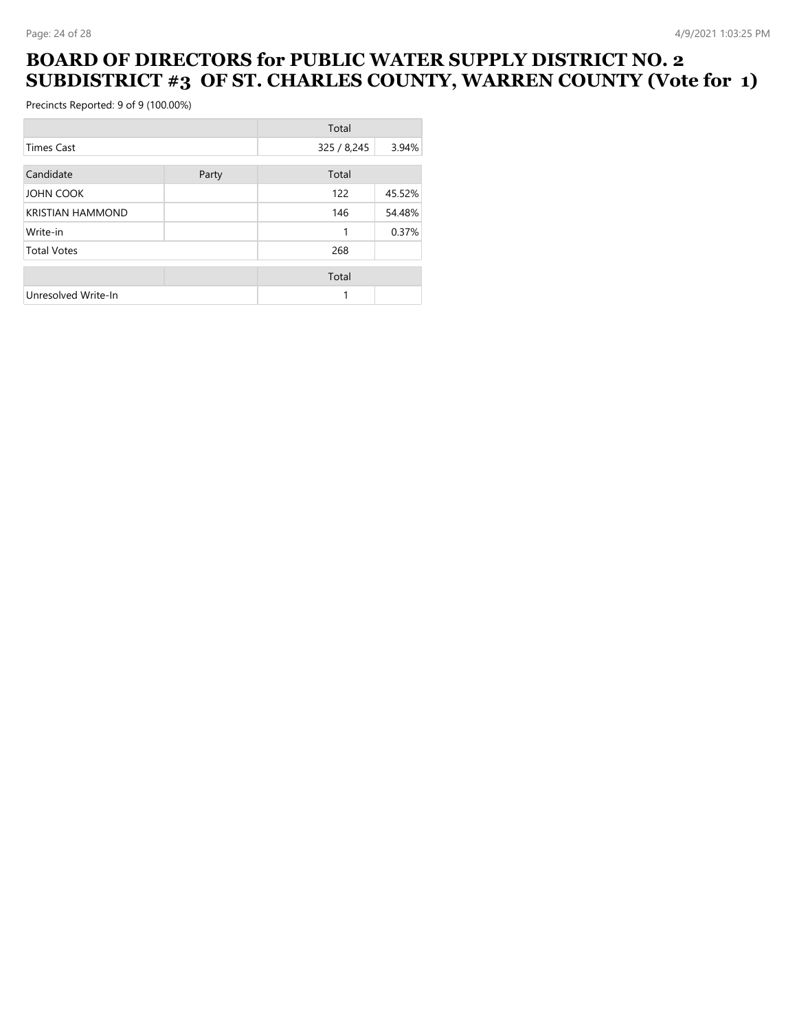# BOARD OF DIRECTORS for PUBLIC WATER SUPPLY DISTRICT NO. 2 SUBDISTRICT #3 OF ST. CHARLES COUNTY, WARREN COUNTY (Vote for 1)

Precincts Reported: 9 of 9 (100.00%)

| | Total | |
|---|---|---|
| Times Cast | 325 / 8,245 | 3.94% |

| Candidate | Party | Total | |
|---|---|---|---|
| JOHN COOK | | 122 | 45.52% |
| KRISTIAN HAMMOND | | 146 | 54.48% |
| Write-in | | 1 | 0.37% |
| Total Votes | | 268 | |

| | | Total | |
|---|---|---|---|
| Unresolved Write-In | | 1 | |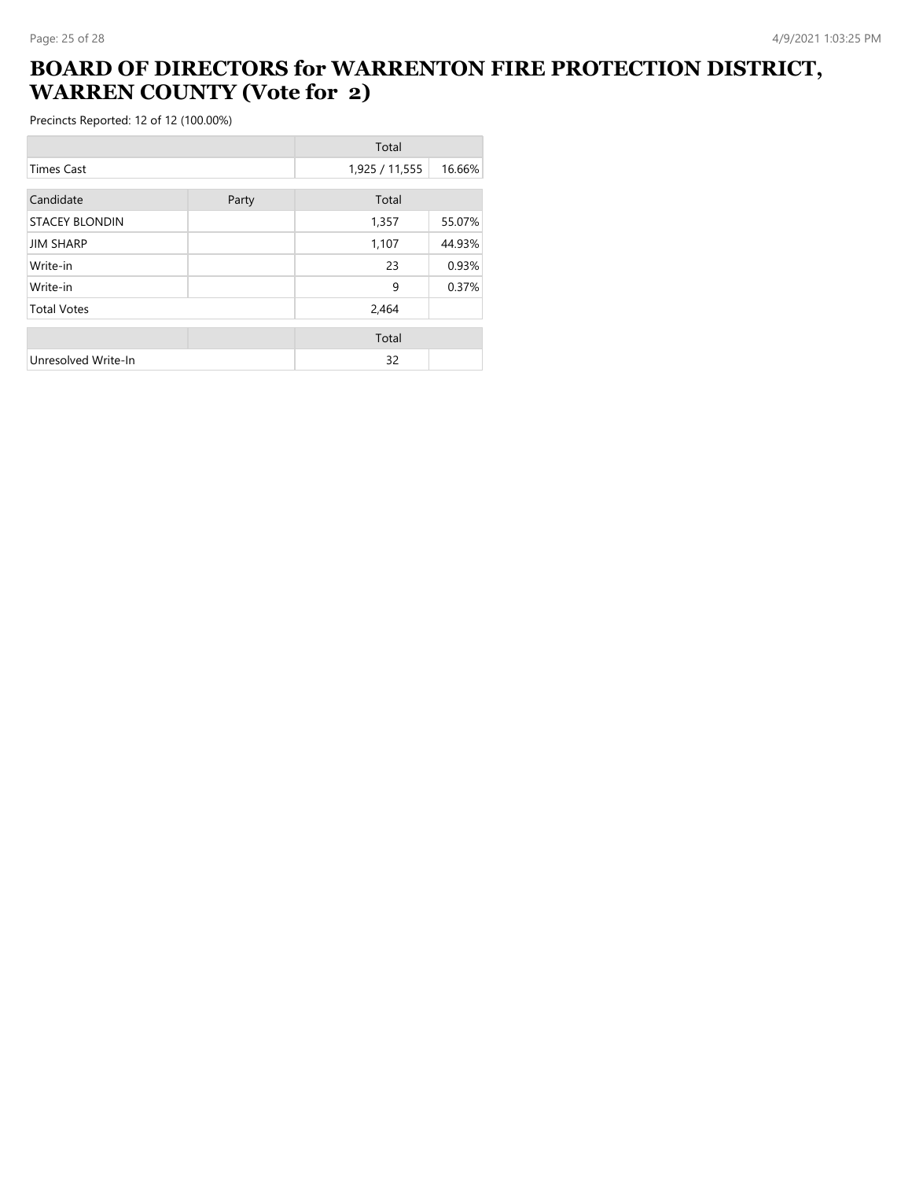# BOARD OF DIRECTORS for WARRENTON FIRE PROTECTION DISTRICT, WARREN COUNTY (Vote for 2)

Precincts Reported: 12 of 12 (100.00%)

| | Total | |
|---|---|---|
| Times Cast | 1,925 / 11,555 | 16.66% |

| Candidate | Party | Total | |
|---|---|---|---|
| STACEY BLONDIN | | 1,357 | 55.07% |
| JIM SHARP | | 1,107 | 44.93% |
| Write-in | | 23 | 0.93% |
| Write-in | | 9 | 0.37% |
| Total Votes | | 2,464 | |

| | | Total | |
|---|---|---|---|
| Unresolved Write-In | | 32 | |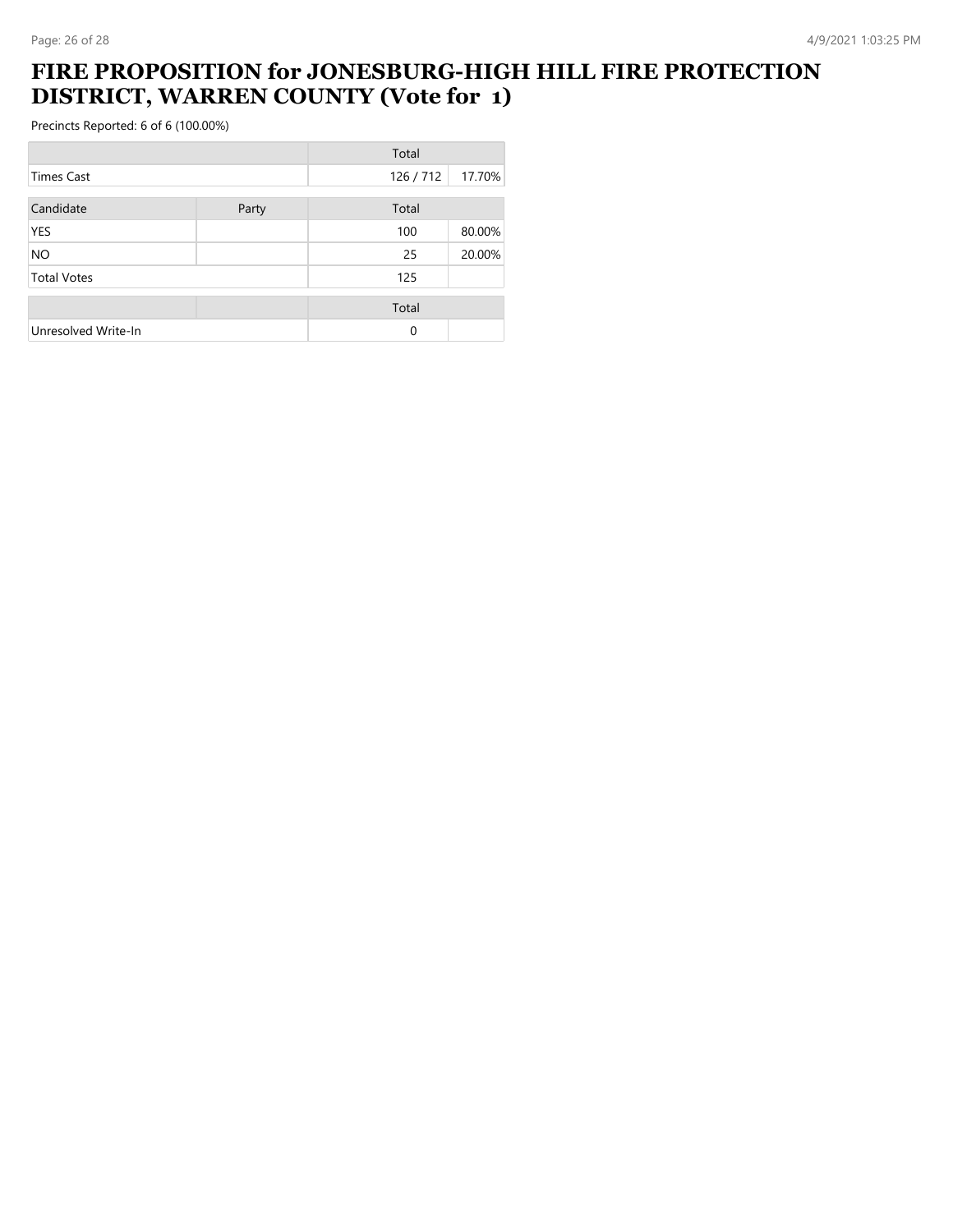# FIRE PROPOSITION for JONESBURG-HIGH HILL FIRE PROTECTION DISTRICT, WARREN COUNTY (Vote for 1)

Precincts Reported: 6 of 6 (100.00%)

| | Total | |
|---|---|---|
| Times Cast | 126 / 712 | 17.70% |

| Candidate | Party | Total | |
|---|---|---|---|
| YES | | 100 | 80.00% |
| NO | | 25 | 20.00% |
| Total Votes | | 125 | |

| | | Total | |
|---|---|---|---|
| Unresolved Write-In | | 0 | |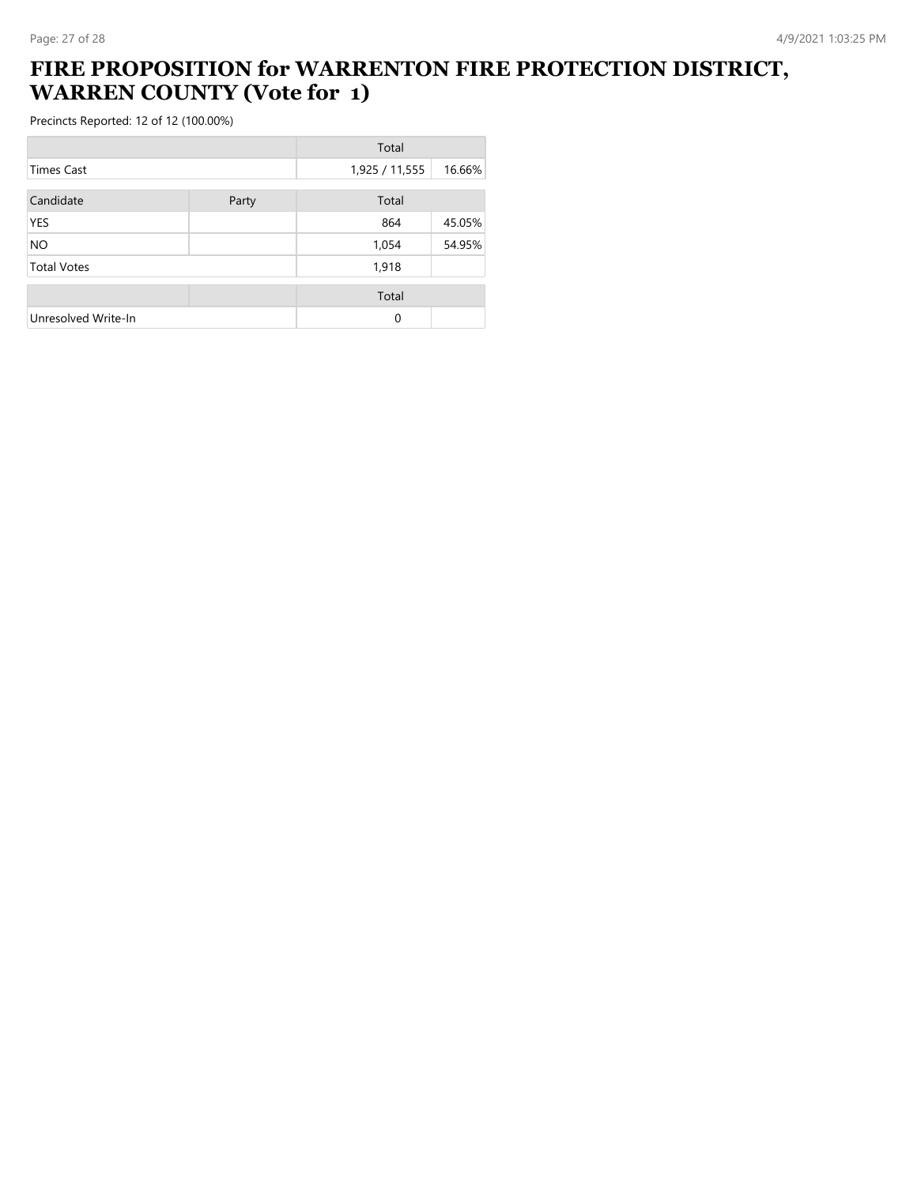# FIRE PROPOSITION for WARRENTON FIRE PROTECTION DISTRICT, WARREN COUNTY (Vote for 1)

Precincts Reported: 12 of 12 (100.00%)

| | | Total | |
|---|---|---|---|
| Times Cast | | 1,925 / 11,555 | 16.66% |

| Candidate | Party | Total | |
|---|---|---|---|
| YES | | 864 | 45.05% |
| NO | | 1,054 | 54.95% |
| Total Votes | | 1,918 | |

| | | Total | |
|---|---|---|---|
| Unresolved Write-In | | 0 | |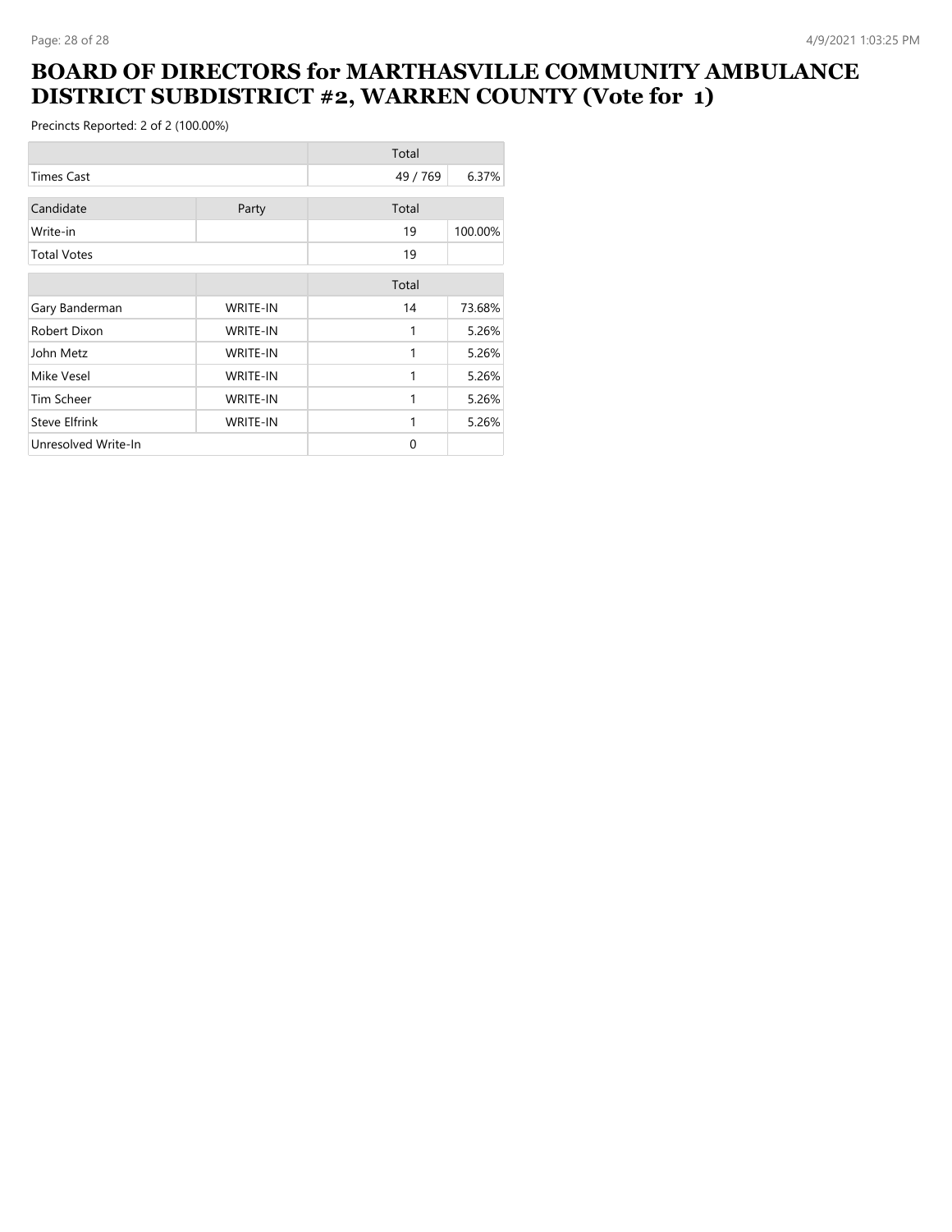# BOARD OF DIRECTORS for MARTHASVILLE COMMUNITY AMBULANCE DISTRICT SUBDISTRICT #2, WARREN COUNTY (Vote for 1)

Precincts Reported: 2 of 2 (100.00%)

| | | Total | |
|---|---|---|---|
| Times Cast | | 49 / 769 | 6.37% |

| Candidate | Party | Total | |
|---|---|---|---|
| Write-in | | 19 | 100.00% |
| Total Votes | | 19 | |

| | | Total | |
|---|---|---|---|
| Gary Banderman | WRITE-IN | 14 | 73.68% |
| Robert Dixon | WRITE-IN | 1 | 5.26% |
| John Metz | WRITE-IN | 1 | 5.26% |
| Mike Vesel | WRITE-IN | 1 | 5.26% |
| Tim Scheer | WRITE-IN | 1 | 5.26% |
| Steve Elfrink | WRITE-IN | 1 | 5.26% |
| Unresolved Write-In | | 0 | |